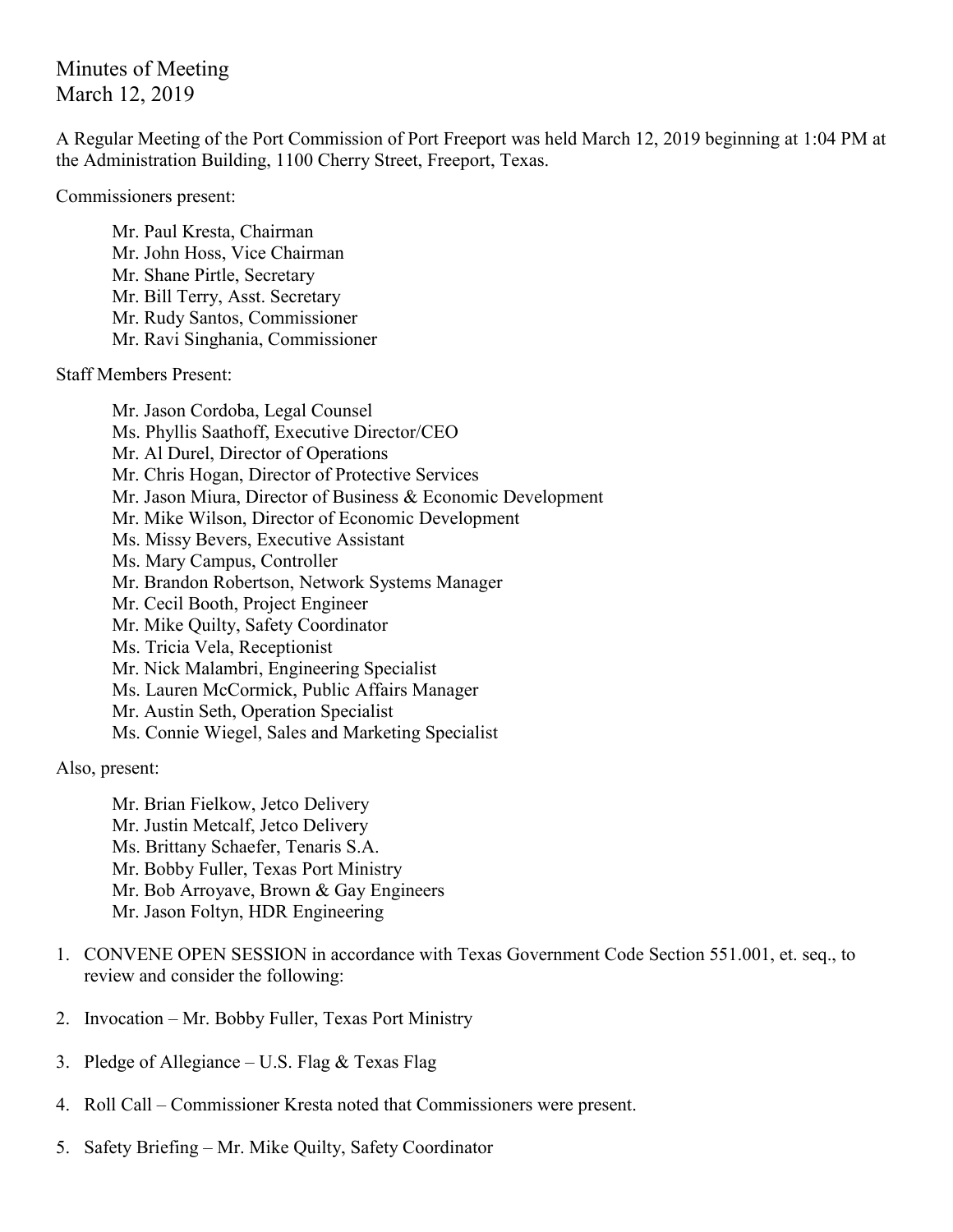# Minutes of Meeting
March 12, 2019

A Regular Meeting of the Port Commission of Port Freeport was held March 12, 2019 beginning at 1:04 PM at the Administration Building, 1100 Cherry Street, Freeport, Texas.

Commissioners present:

- Mr. Paul Kresta, Chairman
- Mr. John Hoss, Vice Chairman
- Mr. Shane Pirtle, Secretary
- Mr. Bill Terry, Asst. Secretary
- Mr. Rudy Santos, Commissioner
- Mr. Ravi Singhania, Commissioner

Staff Members Present:

- Mr. Jason Cordoba, Legal Counsel
- Ms. Phyllis Saathoff, Executive Director/CEO
- Mr. Al Durel, Director of Operations
- Mr. Chris Hogan, Director of Protective Services
- Mr. Jason Miura, Director of Business & Economic Development
- Mr. Mike Wilson, Director of Economic Development
- Ms. Missy Bevers, Executive Assistant
- Ms. Mary Campus, Controller
- Mr. Brandon Robertson, Network Systems Manager
- Mr. Cecil Booth, Project Engineer
- Mr. Mike Quilty, Safety Coordinator
- Ms. Tricia Vela, Receptionist
- Mr. Nick Malambri, Engineering Specialist
- Ms. Lauren McCormick, Public Affairs Manager
- Mr. Austin Seth, Operation Specialist
- Ms. Connie Wiegel, Sales and Marketing Specialist

Also, present:

- Mr. Brian Fielkow, Jetco Delivery
- Mr. Justin Metcalf, Jetco Delivery
- Ms. Brittany Schaefer, Tenaris S.A.
- Mr. Bobby Fuller, Texas Port Ministry
- Mr. Bob Arroyave, Brown & Gay Engineers
- Mr. Jason Foltyn, HDR Engineering

1. CONVENE OPEN SESSION in accordance with Texas Government Code Section 551.001, et. seq., to review and consider the following:

2. Invocation – Mr. Bobby Fuller, Texas Port Ministry

3. Pledge of Allegiance – U.S. Flag & Texas Flag

4. Roll Call – Commissioner Kresta noted that Commissioners were present.

5. Safety Briefing – Mr. Mike Quilty, Safety Coordinator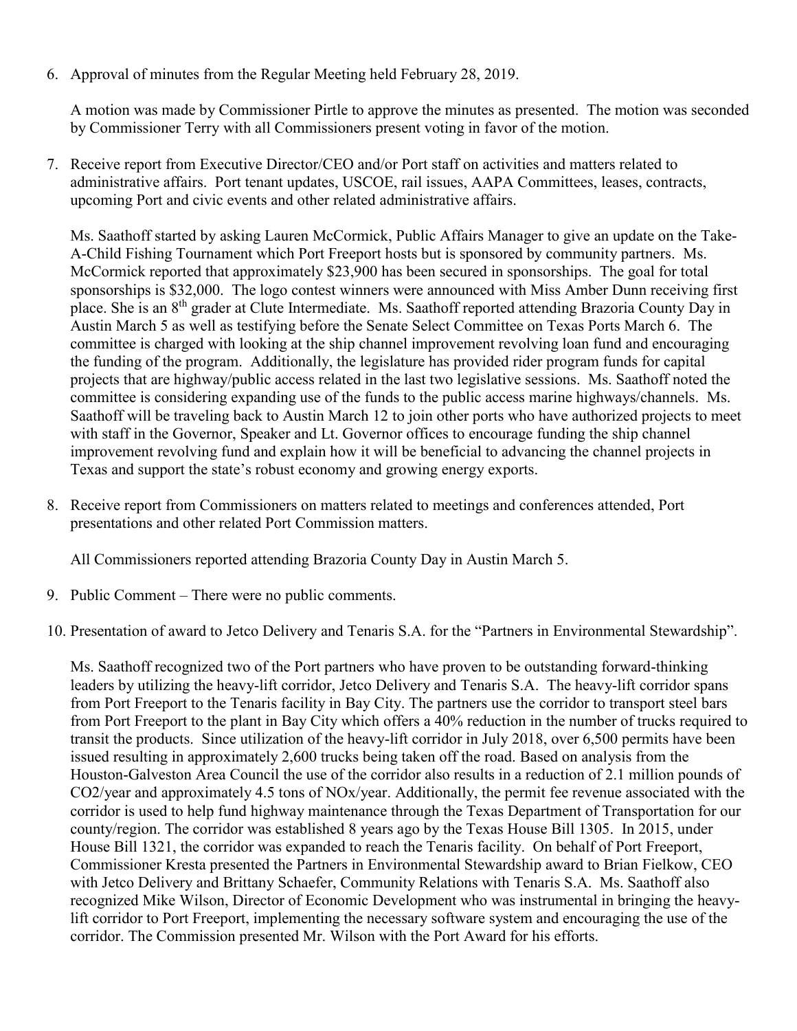6. Approval of minutes from the Regular Meeting held February 28, 2019.

   A motion was made by Commissioner Pirtle to approve the minutes as presented. The motion was seconded by Commissioner Terry with all Commissioners present voting in favor of the motion.

7. Receive report from Executive Director/CEO and/or Port staff on activities and matters related to administrative affairs. Port tenant updates, USCOE, rail issues, AAPA Committees, leases, contracts, upcoming Port and civic events and other related administrative affairs.

   Ms. Saathoff started by asking Lauren McCormick, Public Affairs Manager to give an update on the Take-A-Child Fishing Tournament which Port Freeport hosts but is sponsored by community partners. Ms. McCormick reported that approximately $23,900 has been secured in sponsorships. The goal for total sponsorships is $32,000. The logo contest winners were announced with Miss Amber Dunn receiving first place. She is an 8th grader at Clute Intermediate. Ms. Saathoff reported attending Brazoria County Day in Austin March 5 as well as testifying before the Senate Select Committee on Texas Ports March 6. The committee is charged with looking at the ship channel improvement revolving loan fund and encouraging the funding of the program. Additionally, the legislature has provided rider program funds for capital projects that are highway/public access related in the last two legislative sessions. Ms. Saathoff noted the committee is considering expanding use of the funds to the public access marine highways/channels. Ms. Saathoff will be traveling back to Austin March 12 to join other ports who have authorized projects to meet with staff in the Governor, Speaker and Lt. Governor offices to encourage funding the ship channel improvement revolving fund and explain how it will be beneficial to advancing the channel projects in Texas and support the state's robust economy and growing energy exports.

8. Receive report from Commissioners on matters related to meetings and conferences attended, Port presentations and other related Port Commission matters.

   All Commissioners reported attending Brazoria County Day in Austin March 5.

9. Public Comment – There were no public comments.

10. Presentation of award to Jetco Delivery and Tenaris S.A. for the "Partners in Environmental Stewardship".

    Ms. Saathoff recognized two of the Port partners who have proven to be outstanding forward-thinking leaders by utilizing the heavy-lift corridor, Jetco Delivery and Tenaris S.A. The heavy-lift corridor spans from Port Freeport to the Tenaris facility in Bay City. The partners use the corridor to transport steel bars from Port Freeport to the plant in Bay City which offers a 40% reduction in the number of trucks required to transit the products. Since utilization of the heavy-lift corridor in July 2018, over 6,500 permits have been issued resulting in approximately 2,600 trucks being taken off the road. Based on analysis from the Houston-Galveston Area Council the use of the corridor also results in a reduction of 2.1 million pounds of $CO_2$/year and approximately 4.5 tons of $NO_x$/year. Additionally, the permit fee revenue associated with the corridor is used to help fund highway maintenance through the Texas Department of Transportation for our county/region. The corridor was established 8 years ago by the Texas House Bill 1305. In 2015, under House Bill 1321, the corridor was expanded to reach the Tenaris facility. On behalf of Port Freeport, Commissioner Kresta presented the Partners in Environmental Stewardship award to Brian Fielkow, CEO with Jetco Delivery and Brittany Schaefer, Community Relations with Tenaris S.A. Ms. Saathoff also recognized Mike Wilson, Director of Economic Development who was instrumental in bringing the heavy-lift corridor to Port Freeport, implementing the necessary software system and encouraging the use of the corridor. The Commission presented Mr. Wilson with the Port Award for his efforts.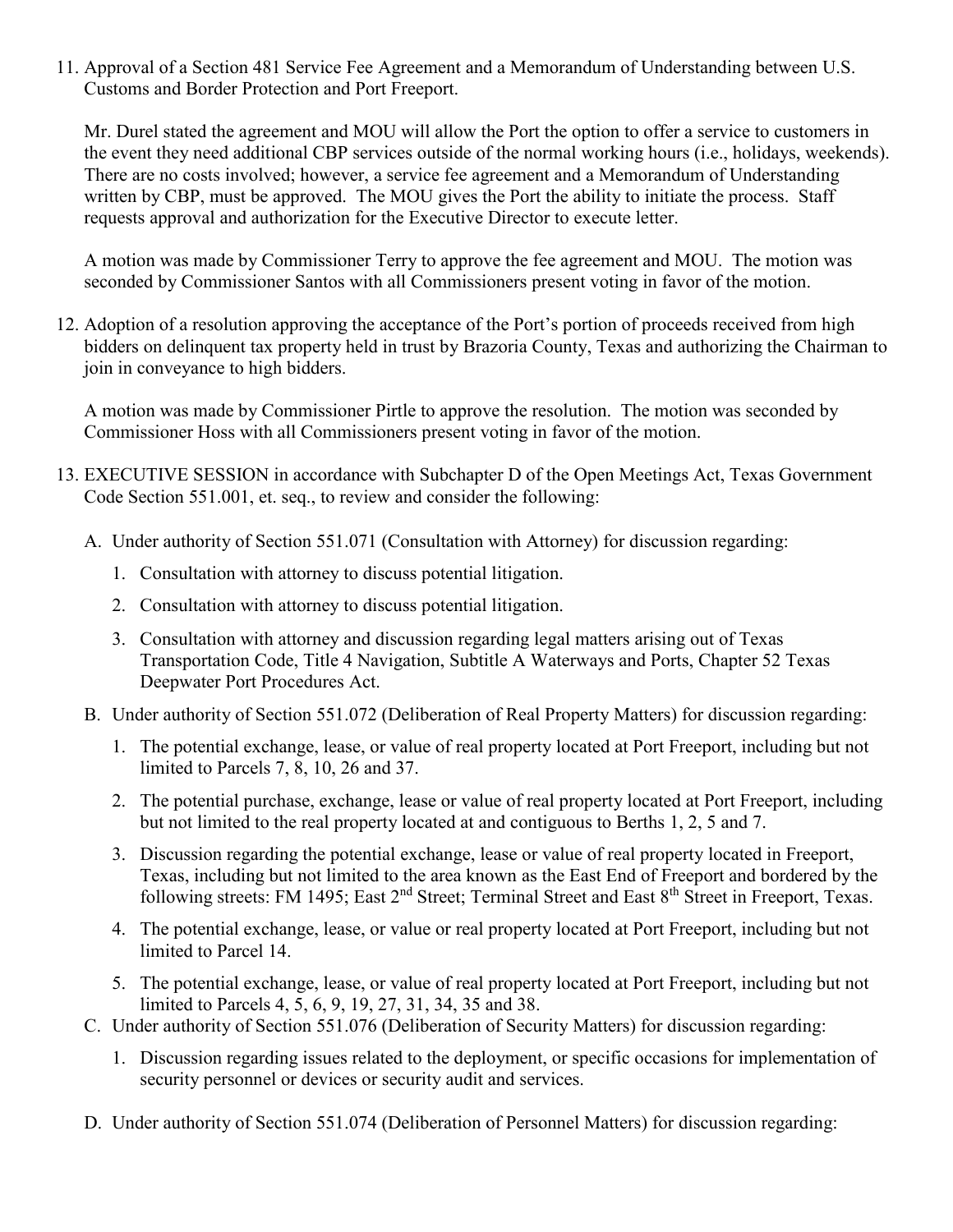11. Approval of a Section 481 Service Fee Agreement and a Memorandum of Understanding between U.S. Customs and Border Protection and Port Freeport.

    Mr. Durel stated the agreement and MOU will allow the Port the option to offer a service to customers in the event they need additional CBP services outside of the normal working hours (i.e., holidays, weekends). There are no costs involved; however, a service fee agreement and a Memorandum of Understanding written by CBP, must be approved. The MOU gives the Port the ability to initiate the process. Staff requests approval and authorization for the Executive Director to execute letter.

    A motion was made by Commissioner Terry to approve the fee agreement and MOU. The motion was seconded by Commissioner Santos with all Commissioners present voting in favor of the motion.

12. Adoption of a resolution approving the acceptance of the Port's portion of proceeds received from high bidders on delinquent tax property held in trust by Brazoria County, Texas and authorizing the Chairman to join in conveyance to high bidders.

    A motion was made by Commissioner Pirtle to approve the resolution. The motion was seconded by Commissioner Hoss with all Commissioners present voting in favor of the motion.

13. EXECUTIVE SESSION in accordance with Subchapter D of the Open Meetings Act, Texas Government Code Section 551.001, et. seq., to review and consider the following:

    A. Under authority of Section 551.071 (Consultation with Attorney) for discussion regarding:

       1. Consultation with attorney to discuss potential litigation.
       2. Consultation with attorney to discuss potential litigation.
       3. Consultation with attorney and discussion regarding legal matters arising out of Texas Transportation Code, Title 4 Navigation, Subtitle A Waterways and Ports, Chapter 52 Texas Deepwater Port Procedures Act.

    B. Under authority of Section 551.072 (Deliberation of Real Property Matters) for discussion regarding:

       1. The potential exchange, lease, or value of real property located at Port Freeport, including but not limited to Parcels 7, 8, 10, 26 and 37.
       2. The potential purchase, exchange, lease or value of real property located at Port Freeport, including but not limited to the real property located at and contiguous to Berths 1, 2, 5 and 7.
       3. Discussion regarding the potential exchange, lease or value of real property located in Freeport, Texas, including but not limited to the area known as the East End of Freeport and bordered by the following streets: FM 1495; East 2nd Street; Terminal Street and East 8th Street in Freeport, Texas.
       4. The potential exchange, lease, or value or real property located at Port Freeport, including but not limited to Parcel 14.
       5. The potential exchange, lease, or value of real property located at Port Freeport, including but not limited to Parcels 4, 5, 6, 9, 19, 27, 31, 34, 35 and 38.

    C. Under authority of Section 551.076 (Deliberation of Security Matters) for discussion regarding:

       1. Discussion regarding issues related to the deployment, or specific occasions for implementation of security personnel or devices or security audit and services.

    D. Under authority of Section 551.074 (Deliberation of Personnel Matters) for discussion regarding: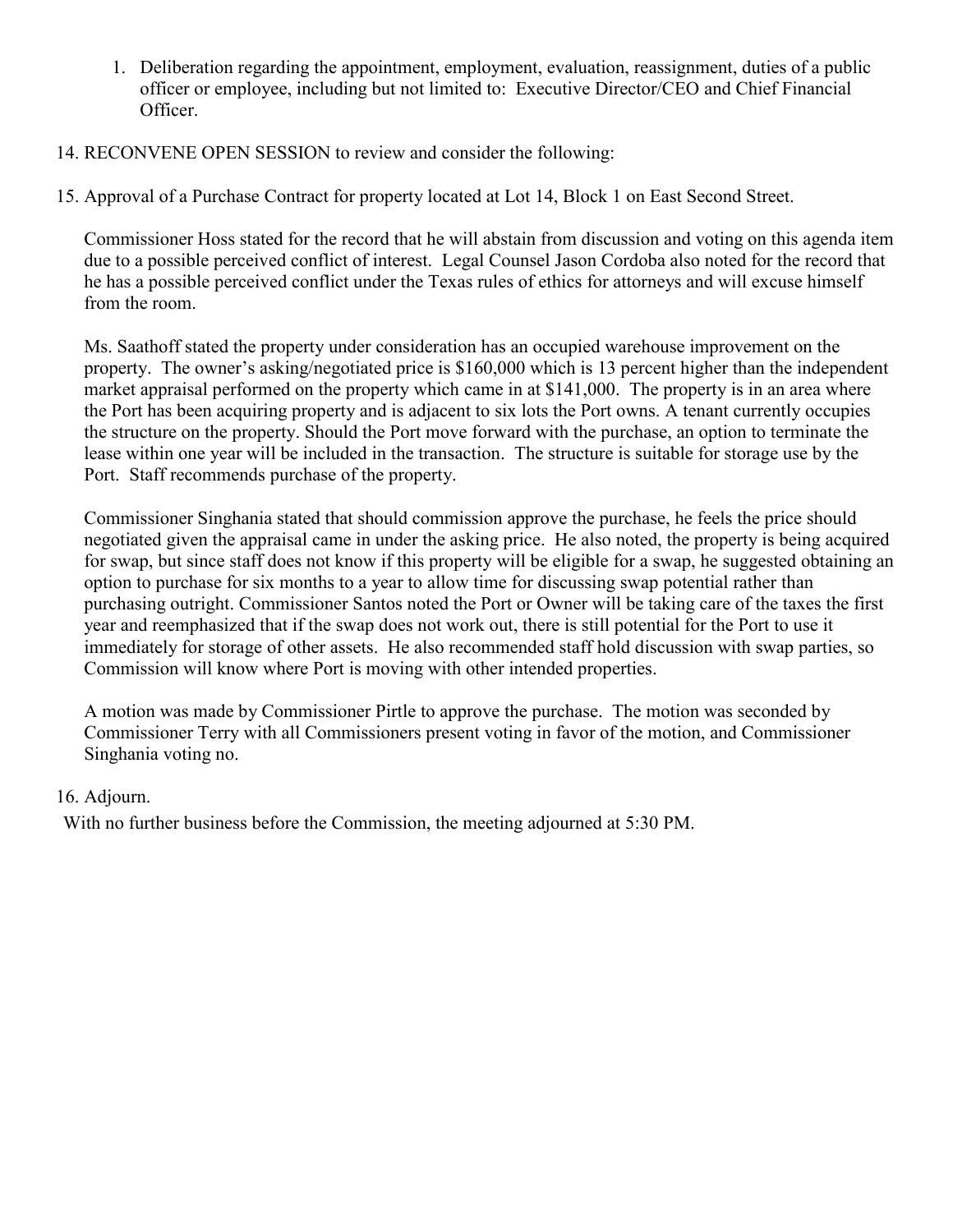1. Deliberation regarding the appointment, employment, evaluation, reassignment, duties of a public officer or employee, including but not limited to: Executive Director/CEO and Chief Financial Officer.

14. RECONVENE OPEN SESSION to review and consider the following:

15. Approval of a Purchase Contract for property located at Lot 14, Block 1 on East Second Street.

    Commissioner Hoss stated for the record that he will abstain from discussion and voting on this agenda item due to a possible perceived conflict of interest. Legal Counsel Jason Cordoba also noted for the record that he has a possible perceived conflict under the Texas rules of ethics for attorneys and will excuse himself from the room.

    Ms. Saathoff stated the property under consideration has an occupied warehouse improvement on the property. The owner's asking/negotiated price is $160,000 which is 13 percent higher than the independent market appraisal performed on the property which came in at $141,000. The property is in an area where the Port has been acquiring property and is adjacent to six lots the Port owns. A tenant currently occupies the structure on the property. Should the Port move forward with the purchase, an option to terminate the lease within one year will be included in the transaction. The structure is suitable for storage use by the Port. Staff recommends purchase of the property.

    Commissioner Singhania stated that should commission approve the purchase, he feels the price should negotiated given the appraisal came in under the asking price. He also noted, the property is being acquired for swap, but since staff does not know if this property will be eligible for a swap, he suggested obtaining an option to purchase for six months to a year to allow time for discussing swap potential rather than purchasing outright. Commissioner Santos noted the Port or Owner will be taking care of the taxes the first year and reemphasized that if the swap does not work out, there is still potential for the Port to use it immediately for storage of other assets. He also recommended staff hold discussion with swap parties, so Commission will know where Port is moving with other intended properties.

    A motion was made by Commissioner Pirtle to approve the purchase. The motion was seconded by Commissioner Terry with all Commissioners present voting in favor of the motion, and Commissioner Singhania voting no.

16. Adjourn.

With no further business before the Commission, the meeting adjourned at 5:30 PM.